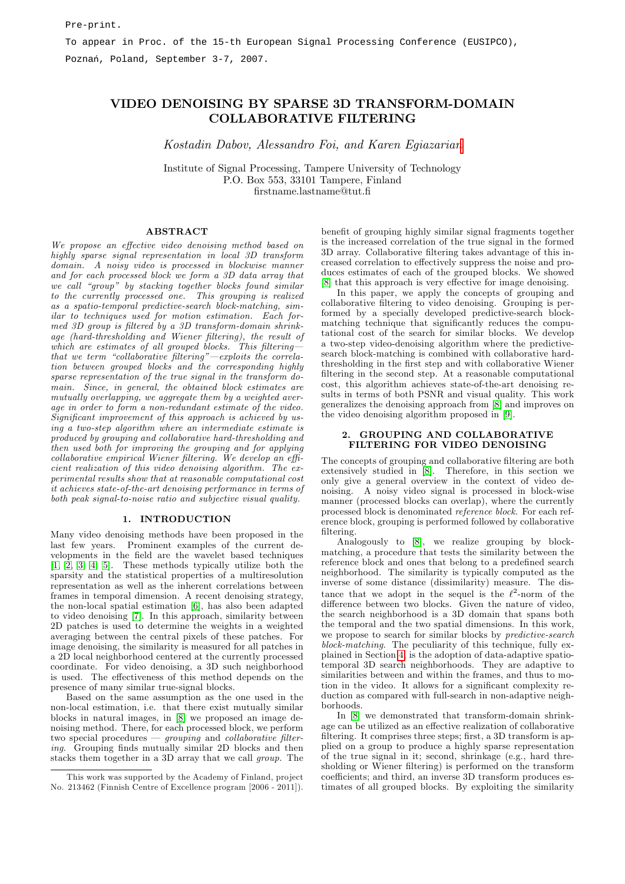Pre-print.

To appear in Proc. of the 15-th European Signal Processing Conference (EUSIPCO), Poznań, Poland, September 3-7, 2007.

# VIDEO DENOISING BY SPARSE 3D TRANSFORM-DOMAIN COLLABORATIVE FILTERING

*Kostadin Dabov, Alessandro Foi, and Karen Egiazarian*[*]

Institute of Signal Processing, Tampere University of Technology
P.O. Box 553, 33101 Tampere, Finland
firstname.lastname@tut.fi

## ABSTRACT

*We propose an effective video denoising method based on highly sparse signal representation in local 3D transform domain. A noisy video is processed in blockwise manner and for each processed block we form a 3D data array that we call "group" by stacking together blocks found similar to the currently processed one. This grouping is realized as a spatio-temporal predictive-search block-matching, similar to techniques used for motion estimation. Each formed 3D group is filtered by a 3D transform-domain shrinkage (hard-thresholding and Wiener filtering), the result of which are estimates of all grouped blocks. This filtering—that we term "collaborative filtering"—exploits the correlation between grouped blocks and the corresponding highly sparse representation of the true signal in the transform domain. Since, in general, the obtained block estimates are mutually overlapping, we aggregate them by a weighted average in order to form a non-redundant estimate of the video. Significant improvement of this approach is achieved by using a two-step algorithm where an intermediate estimate is produced by grouping and collaborative hard-thresholding and then used both for improving the grouping and for applying collaborative empirical Wiener filtering. We develop an efficient realization of this video denoising algorithm. The experimental results show that at reasonable computational cost it achieves state-of-the-art denoising performance in terms of both peak signal-to-noise ratio and subjective visual quality.*

## 1. INTRODUCTION

Many video denoising methods have been proposed in the last few years. Prominent examples of the current developments in the field are the wavelet based techniques [1, 2, 3, 4, 5]. These methods typically utilize both the sparsity and the statistical properties of a multiresolution representation as well as the inherent correlations between frames in temporal dimension. A recent denoising strategy, the non-local spatial estimation [6], has also been adapted to video denoising [7]. In this approach, similarity between 2D patches is used to determine the weights in a weighted averaging between the central pixels of these patches. For image denoising, the similarity is measured for all patches in a 2D local neighborhood centered at the currently processed coordinate. For video denoising, a 3D such neighborhood is used. The effectiveness of this method depends on the presence of many similar true-signal blocks.

Based on the same assumption as the one used in the non-local estimation, i.e. that there exist mutually similar blocks in natural images, in [8] we proposed an image denoising method. There, for each processed block, we perform two special procedures — *grouping* and *collaborative filtering*. Grouping finds mutually similar 2D blocks and then stacks them together in a 3D array that we call *group*. The benefit of grouping highly similar signal fragments together is the increased correlation of the true signal in the formed 3D array. Collaborative filtering takes advantage of this increased correlation to effectively suppress the noise and produces estimates of each of the grouped blocks. We showed [8] that this approach is very effective for image denoising.

In this paper, we apply the concepts of grouping and collaborative filtering to video denoising. Grouping is performed by a specially developed predictive-search block-matching technique that significantly reduces the computational cost of the search for similar blocks. We develop a two-step video-denoising algorithm where the predictive-search block-matching is combined with collaborative hard-thresholding in the first step and with collaborative Wiener filtering in the second step. At a reasonable computational cost, this algorithm achieves state-of-the-art denoising results in terms of both PSNR and visual quality. This work generalizes the denoising approach from [8] and improves on the video denoising algorithm proposed in [9].

## 2. GROUPING AND COLLABORATIVE FILTERING FOR VIDEO DENOISING

The concepts of grouping and collaborative filtering are both extensively studied in [8]. Therefore, in this section we only give a general overview in the context of video denoising. A noisy video signal is processed in block-wise manner (processed blocks can overlap), where the currently processed block is denominated *reference block*. For each reference block, grouping is performed followed by collaborative filtering.

Analogously to [8], we realize grouping by block-matching, a procedure that tests the similarity between the reference block and ones that belong to a predefined search neighborhood. The similarity is typically computed as the inverse of some distance (dissimilarity) measure. The distance that we adopt in the sequel is the $\ell^2$-norm of the difference between two blocks. Given the nature of video, the search neighborhood is a 3D domain that spans both the temporal and the two spatial dimensions. In this work, we propose to search for similar blocks by *predictive-search block-matching*. The peculiarity of this technique, fully explained in Section 4, is the adoption of data-adaptive spatio-temporal 3D search neighborhoods. They are adaptive to similarities between and within the frames, and thus to motion in the video. It allows for a significant complexity reduction as compared with full-search in non-adaptive neighborhoods.

In [8] we demonstrated that transform-domain shrinkage can be utilized as an effective realization of collaborative filtering. It comprises three steps; first, a 3D transform is applied on a group to produce a highly sparse representation of the true signal in it; second, shrinkage (e.g., hard thresholding or Wiener filtering) is performed on the transform coefficients; and third, an inverse 3D transform produces estimates of all grouped blocks. By exploiting the similarity

---

[*] This work was supported by the Academy of Finland, project No. 213462 (Finnish Centre of Excellence program [2006 - 2011]).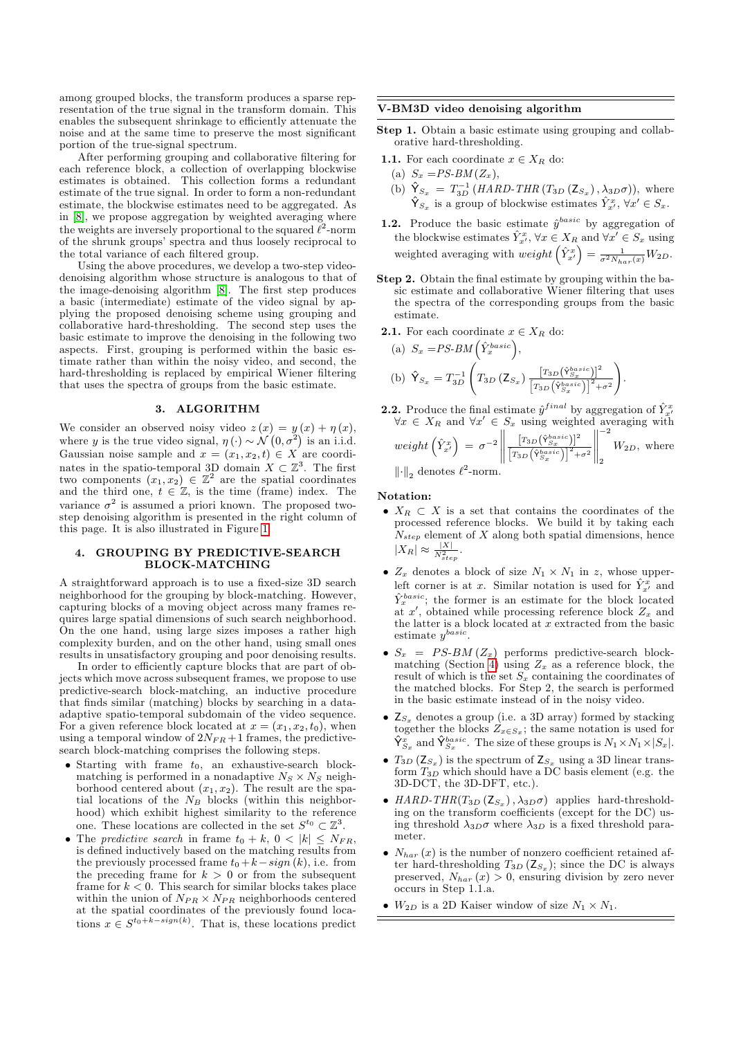among grouped blocks, the transform produces a sparse representation of the true signal in the transform domain. This enables the subsequent shrinkage to efficiently attenuate the noise and at the same time to preserve the most significant portion of the true-signal spectrum.

After performing grouping and collaborative filtering for each reference block, a collection of overlapping blockwise estimates is obtained. This collection forms a redundant estimate of the true signal. In order to form a non-redundant estimate, the blockwise estimates need to be aggregated. As in [8], we propose aggregation by weighted averaging where the weights are inversely proportional to the squared $\ell^2$-norm of the shrunk groups' spectra and thus loosely reciprocal to the total variance of each filtered group.

Using the above procedures, we develop a two-step video-denoising algorithm whose structure is analogous to that of the image-denoising algorithm [8]. The first step produces a basic (intermediate) estimate of the video signal by applying the proposed denoising scheme using grouping and collaborative hard-thresholding. The second step uses the basic estimate to improve the denoising in the following two aspects. First, grouping is performed within the basic estimate rather than within the noisy video, and second, the hard-thresholding is replaced by empirical Wiener filtering that uses the spectra of groups from the basic estimate.

## 3. ALGORITHM

We consider an observed noisy video $z(x) = y(x) + \eta(x)$, where $y$ is the true video signal, $\eta(\cdot) \sim \mathcal{N}(0, \sigma^2)$ is an i.i.d. Gaussian noise sample and $x = (x_1, x_2, t) \in X$ are coordinates in the spatio-temporal 3D domain $X \subset \mathbb{Z}^3$. The first two components $(x_1, x_2) \in \mathbb{Z}^2$ are the spatial coordinates and the third one, $t \in \mathbb{Z}$, is the time (frame) index. The variance $\sigma^2$ is assumed a priori known. The proposed two-step denoising algorithm is presented in the right column of this page. It is also illustrated in Figure 1.

## 4. GROUPING BY PREDICTIVE-SEARCH BLOCK-MATCHING

A straightforward approach is to use a fixed-size 3D search neighborhood for the grouping by block-matching. However, capturing blocks of a moving object across many frames requires large spatial dimensions of such search neighborhood. On the one hand, using large sizes imposes a rather high complexity burden, and on the other hand, using small ones results in unsatisfactory grouping and poor denoising results.

In order to efficiently capture blocks that are part of objects which move across subsequent frames, we propose to use predictive-search block-matching, an inductive procedure that finds similar (matching) blocks by searching in a data-adaptive spatio-temporal subdomain of the video sequence. For a given reference block located at $x = (x_1, x_2, t_0)$, when using a temporal window of $2N_{FR}+1$ frames, the predictive-search block-matching comprises the following steps.

- Starting with frame $t_0$, an exhaustive-search block-matching is performed in a nonadaptive $N_S \times N_S$ neighborhood centered about $(x_1, x_2)$. The result are the spatial locations of the $N_B$ blocks (within this neighborhood) which exhibit highest similarity to the reference one. These locations are collected in the set $S^{t_0} \subset \mathbb{Z}^3$.
- The *predictive search* in frame $t_0 + k$, $0 < |k| \leq N_{FR}$, is defined inductively based on the matching results from the previously processed frame $t_0 + k - sign(k)$, i.e. from the preceding frame for $k > 0$ or from the subsequent frame for $k < 0$. This search for similar blocks takes place within the union of $N_{PR} \times N_{PR}$ neighborhoods centered at the spatial coordinates of the previously found locations $x \in S^{t_0+k-sign(k)}$. That is, these locations predict

---

**V-BM3D video denoising algorithm**

**Step 1.** Obtain a basic estimate using grouping and collaborative hard-thresholding.

**1.1.** For each coordinate $x \in X_R$ do:

(a) $S_x = PS\text{-}BM(Z_x)$,

(b) $\hat{\mathsf{Y}}_{S_x} = T_{3D}^{-1}\left(HARD\text{-}THR\left(T_{3D}\left(\mathsf{Z}_{S_x}\right), \lambda_{3D}\sigma\right)\right)$, where $\hat{\mathsf{Y}}_{S_x}$ is a group of blockwise estimates $\hat{Y}^x_{x'}$, $\forall x' \in S_x$.

**1.2.** Produce the basic estimate $\hat{y}^{basic}$ by aggregation of the blockwise estimates $\hat{Y}^x_{x'}$, $\forall x \in X_R$ and $\forall x' \in S_x$ using weighted averaging with $weight\left(\hat{Y}^x_{x'}\right) = \frac{1}{\sigma^2 N_{har}(x)} W_{2D}$.

**Step 2.** Obtain the final estimate by grouping within the basic estimate and collaborative Wiener filtering that uses the spectra of the corresponding groups from the basic estimate.

**2.1.** For each coordinate $x \in X_R$ do:

(a) $S_x = PS\text{-}BM\left(\hat{Y}^{basic}_x\right)$,

(b) $\hat{\mathsf{Y}}_{S_x} = T_{3D}^{-1}\left(T_{3D}\left(\mathsf{Z}_{S_x}\right)\frac{\left[T_{3D}\left(\hat{\mathsf{Y}}^{basic}_{S_x}\right)\right]^2}{\left[T_{3D}\left(\hat{\mathsf{Y}}^{basic}_{S_x}\right)\right]^2+\sigma^2}\right)$.

**2.2.** Produce the final estimate $\hat{y}^{final}$ by aggregation of $\hat{Y}^x_{x'}$ $\forall x \in X_R$ and $\forall x' \in S_x$ using weighted averaging with $weight\left(\hat{Y}^x_{x'}\right) = \sigma^{-2}\left\|\frac{\left[T_{3D}\left(\hat{\mathsf{Y}}^{basic}_{S_x}\right)\right]^2}{\left[T_{3D}\left(\hat{\mathsf{Y}}^{basic}_{S_x}\right)\right]^2+\sigma^2}\right\|_2^{-2} W_{2D}$, where $\|\cdot\|_2$ denotes $\ell^2$-norm.

**Notation:**

- $X_R \subset X$ is a set that contains the coordinates of the processed reference blocks. We build it by taking each $N_{step}$ element of $X$ along both spatial dimensions, hence $|X_R| \approx \frac{|X|}{N^2_{step}}$.
- $Z_x$ denotes a block of size $N_1 \times N_1$ in $z$, whose upper-left corner is at $x$. Similar notation is used for $\hat{Y}^x_{x'}$ and $\hat{Y}^{basic}_x$; the former is an estimate for the block located at $x'$, obtained while processing reference block $Z_x$ and the latter is a block located at $x$ extracted from the basic estimate $y^{basic}$.
- $S_x = PS\text{-}BM(Z_x)$ performs predictive-search block-matching (Section 4) using $Z_x$ as a reference block, the result of which is the set $S_x$ containing the coordinates of the matched blocks. For Step 2, the search is performed in the basic estimate instead of in the noisy video.
- $\mathsf{Z}_{S_x}$ denotes a group (i.e. a 3D array) formed by stacking together the blocks $Z_{x \in S_x}$; the same notation is used for $\hat{\mathsf{Y}}^x_{S_x}$ and $\hat{\mathsf{Y}}^{basic}_{S_x}$. The size of these groups is $N_1 \times N_1 \times |S_x|$.
- $T_{3D}\left(\mathsf{Z}_{S_x}\right)$ is the spectrum of $\mathsf{Z}_{S_x}$ using a 3D linear transform $T_{3D}$ which should have a DC basis element (e.g. the 3D-DCT, the 3D-DFT, etc.).
- $HARD\text{-}THR(T_{3D}\left(\mathsf{Z}_{S_x}\right), \lambda_{3D}\sigma)$ applies hard-thresholding on the transform coefficients (except for the DC) using threshold $\lambda_{3D}\sigma$ where $\lambda_{3D}$ is a fixed threshold parameter.
- $N_{har}(x)$ is the number of nonzero coefficient retained after hard-thresholding $T_{3D}\left(\mathsf{Z}_{S_x}\right)$; since the DC is always preserved, $N_{har}(x) > 0$, ensuring division by zero never occurs in Step 1.1.a.
- $W_{2D}$ is a 2D Kaiser window of size $N_1 \times N_1$.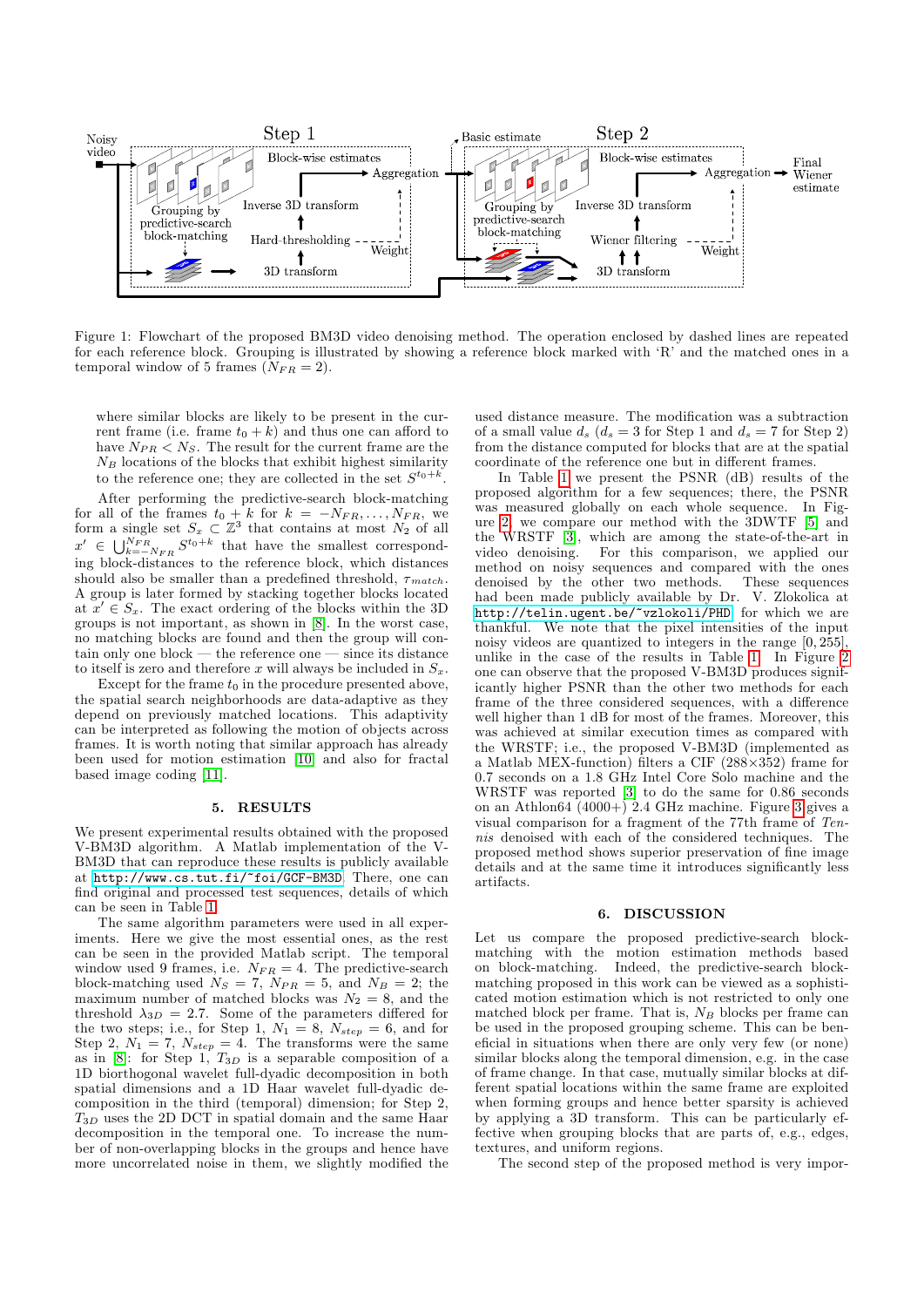Figure 1: Flowchart of the proposed BM3D video denoising method. The operation enclosed by dashed lines are repeated for each reference block. Grouping is illustrated by showing a reference block marked with 'R' and the matched ones in a temporal window of 5 frames ($N_{FR} = 2$).

where similar blocks are likely to be present in the current frame (i.e. frame $t_0 + k$) and thus one can afford to have $N_{PR} < N_S$. The result for the current frame are the $N_B$ locations of the blocks that exhibit highest similarity to the reference one; they are collected in the set $S^{t_0+k}$.

After performing the predictive-search block-matching for all of the frames $t_0 + k$ for $k = -N_{FR}, \ldots, N_{FR}$, we form a single set $S_x \subset \mathbb{Z}^3$ that contains at most $N_2$ of all $x' \in \bigcup_{k=-N_{FR}}^{N_{FR}} S^{t_0+k}$ that have the smallest corresponding block-distances to the reference block, which distances should also be smaller than a predefined threshold, $\tau_{match}$. A group is later formed by stacking together blocks located at $x' \in S_x$. The exact ordering of the blocks within the 3D groups is not important, as shown in [8]. In the worst case, no matching blocks are found and then the group will contain only one block — the reference one — since its distance to itself is zero and therefore $x$ will always be included in $S_x$.

Except for the frame $t_0$ in the procedure presented above, the spatial search neighborhoods are data-adaptive as they depend on previously matched locations. This adaptivity can be interpreted as following the motion of objects across frames. It is worth noting that similar approach has already been used for motion estimation [10] and also for fractal based image coding [11].

## 5. RESULTS

We present experimental results obtained with the proposed V-BM3D algorithm. A Matlab implementation of the V-BM3D that can reproduce these results is publicly available at http://www.cs.tut.fi/~foi/GCF-BM3D. There, one can find original and processed test sequences, details of which can be seen in Table 1.

The same algorithm parameters were used in all experiments. Here we give the most essential ones, as the rest can be seen in the provided Matlab script. The temporal window used 9 frames, i.e. $N_{FR} = 4$. The predictive-search block-matching used $N_S = 7$, $N_{PR} = 5$, and $N_B = 2$; the maximum number of matched blocks was $N_2 = 8$, and the threshold $\lambda_{3D} = 2.7$. Some of the parameters differed for the two steps; i.e., for Step 1, $N_1 = 8$, $N_{step} = 6$, and for Step 2, $N_1 = 7$, $N_{step} = 4$. The transforms were the same as in [8]: for Step 1, $T_{3D}$ is a separable composition of a 1D biorthogonal wavelet full-dyadic decomposition in both spatial dimensions and a 1D Haar wavelet full-dyadic decomposition in the third (temporal) dimension; for Step 2, $T_{3D}$ uses the 2D DCT in spatial domain and the same Haar decomposition in the temporal one. To increase the number of non-overlapping blocks in the groups and hence have more uncorrelated noise in them, we slightly modified the used distance measure. The modification was a subtraction of a small value $d_s$ ($d_s = 3$ for Step 1 and $d_s = 7$ for Step 2) from the distance computed for blocks that are at the spatial coordinate of the reference one but in different frames.

In Table 1 we present the PSNR (dB) results of the proposed algorithm for a few sequences; there, the PSNR was measured globally on each whole sequence. In Figure 2 we compare our method with the 3DWTF [5] and the WRSTF [3], which are among the state-of-the-art in video denoising. For this comparison, we applied our method on noisy sequences and compared with the ones denoised by the other two methods. These sequences had been made publicly available by Dr. V. Zlokolica at http://telin.ugent.be/~vzlokoli/PHD for which we are thankful. We note that the pixel intensities of the input noisy videos are quantized to integers in the range $[0, 255]$, unlike in the case of the results in Table 1. In Figure 2 one can observe that the proposed V-BM3D produces significantly higher PSNR than the other two methods for each frame of the three considered sequences, with a difference well higher than 1 dB for most of the frames. Moreover, this was achieved at similar execution times as compared with the WRSTF; i.e., the proposed V-BM3D (implemented as a Matlab MEX-function) filters a CIF (288×352) frame for 0.7 seconds on a 1.8 GHz Intel Core Solo machine and the WRSTF was reported [3] to do the same for 0.86 seconds on an Athlon64 (4000+) 2.4 GHz machine. Figure 3 gives a visual comparison for a fragment of the 77th frame of *Tennis* denoised with each of the considered techniques. The proposed method shows superior preservation of fine image details and at the same time it introduces significantly less artifacts.

## 6. DISCUSSION

Let us compare the proposed predictive-search block-matching with the motion estimation methods based on block-matching. Indeed, the predictive-search block-matching proposed in this work can be viewed as a sophisticated motion estimation which is not restricted to only one matched block per frame. That is, $N_B$ blocks per frame can be used in the proposed grouping scheme. This can be beneficial in situations when there are only very few (or none) similar blocks along the temporal dimension, e.g. in the case of frame change. In that case, mutually similar blocks at different spatial locations within the same frame are exploited when forming groups and hence better sparsity is achieved by applying a 3D transform. This can be particularly effective when grouping blocks that are parts of, e.g., edges, textures, and uniform regions.

The second step of the proposed method is very impor-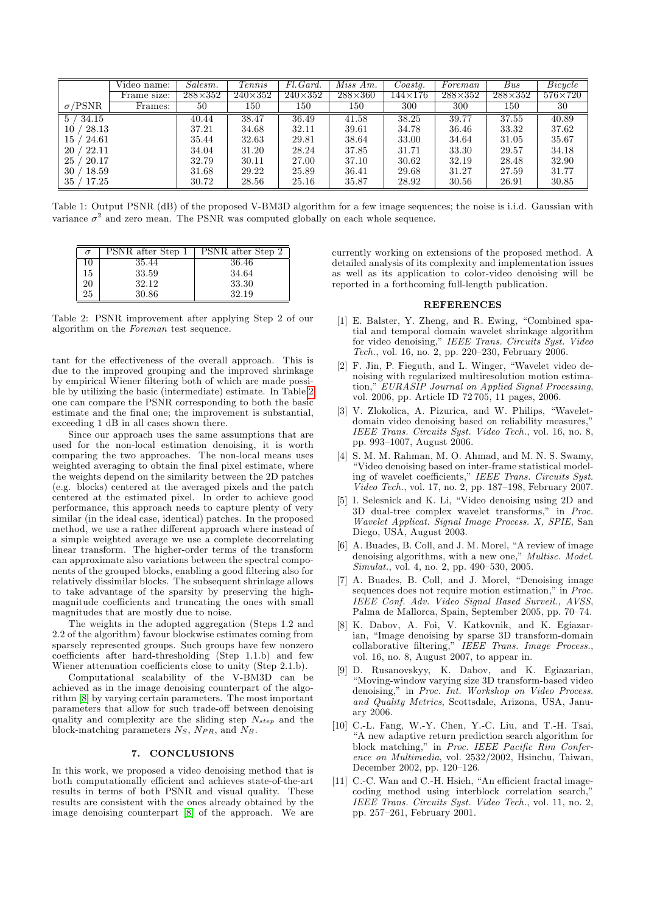| | Video name: | *Salesm.* | *Tennis* | *Fl.Gard.* | *Miss Am.* | *Coastg.* | *Foreman* | *Bus* | *Bicycle* |
|---|---|---|---|---|---|---|---|---|---|
| | Frame size: | 288×352 | 240×352 | 240×352 | 288×360 | 144×176 | 288×352 | 288×352 | 576×720 |
| $\sigma$/PSNR | Frames: | 50 | 150 | 150 | 150 | 300 | 300 | 150 | 30 |
| 5 / 34.15 | | 40.44 | 38.47 | 36.49 | 41.58 | 38.25 | 39.77 | 37.55 | 40.89 |
| 10 / 28.13 | | 37.21 | 34.68 | 32.11 | 39.61 | 34.78 | 36.46 | 33.32 | 37.62 |
| 15 / 24.61 | | 35.44 | 32.63 | 29.81 | 38.64 | 33.00 | 34.64 | 31.05 | 35.67 |
| 20 / 22.11 | | 34.04 | 31.20 | 28.24 | 37.85 | 31.71 | 33.30 | 29.57 | 34.18 |
| 25 / 20.17 | | 32.79 | 30.11 | 27.00 | 37.10 | 30.62 | 32.19 | 28.48 | 32.90 |
| 30 / 18.59 | | 31.68 | 29.22 | 25.89 | 36.41 | 29.68 | 31.27 | 27.59 | 31.77 |
| 35 / 17.25 | | 30.72 | 28.56 | 25.16 | 35.87 | 28.92 | 30.56 | 26.91 | 30.85 |

Table 1: Output PSNR (dB) of the proposed V-BM3D algorithm for a few image sequences; the noise is i.i.d. Gaussian with variance $\sigma^2$ and zero mean. The PSNR was computed globally on each whole sequence.

| $\sigma$ | PSNR after Step 1 | PSNR after Step 2 |
|---|---|---|
| 10 | 35.44 | 36.46 |
| 15 | 33.59 | 34.64 |
| 20 | 32.12 | 33.30 |
| 25 | 30.86 | 32.19 |

Table 2: PSNR improvement after applying Step 2 of our algorithm on the *Foreman* test sequence.

tant for the effectiveness of the overall approach. This is due to the improved grouping and the improved shrinkage by empirical Wiener filtering both of which are made possible by utilizing the basic (intermediate) estimate. In Table 2 one can compare the PSNR corresponding to both the basic estimate and the final one; the improvement is substantial, exceeding 1 dB in all cases shown there.

Since our approach uses the same assumptions that are used for the non-local estimation denoising, it is worth comparing the two approaches. The non-local means uses weighted averaging to obtain the final pixel estimate, where the weights depend on the similarity between the 2D patches (e.g. blocks) centered at the averaged pixels and the patch centered at the estimated pixel. In order to achieve good performance, this approach needs to capture plenty of very similar (in the ideal case, identical) patches. In the proposed method, we use a rather different approach where instead of a simple weighted average we use a complete decorrelating linear transform. The higher-order terms of the transform can approximate also variations between the spectral components of the grouped blocks, enabling a good filtering also for relatively dissimilar blocks. The subsequent shrinkage allows to take advantage of the sparsity by preserving the high-magnitude coefficients and truncating the ones with small magnitudes that are mostly due to noise.

The weights in the adopted aggregation (Steps 1.2 and 2.2 of the algorithm) favour blockwise estimates coming from sparsely represented groups. Such groups have few nonzero coefficients after hard-thresholding (Step 1.1.b) and few Wiener attenuation coefficients close to unity (Step 2.1.b).

Computational scalability of the V-BM3D can be achieved as in the image denoising counterpart of the algorithm [8] by varying certain parameters. The most important parameters that allow for such trade-off between denoising quality and complexity are the sliding step $N_{step}$ and the block-matching parameters $N_S$, $N_{PR}$, and $N_B$.

## 7. CONCLUSIONS

In this work, we proposed a video denoising method that is both computationally efficient and achieves state-of-the-art results in terms of both PSNR and visual quality. These results are consistent with the ones already obtained by the image denoising counterpart [8] of the approach. We are currently working on extensions of the proposed method. A detailed analysis of its complexity and implementation issues as well as its application to color-video denoising will be reported in a forthcoming full-length publication.

## REFERENCES

[1] E. Balster, Y. Zheng, and R. Ewing, "Combined spatial and temporal domain wavelet shrinkage algorithm for video denoising," *IEEE Trans. Circuits Syst. Video Tech.*, vol. 16, no. 2, pp. 220–230, February 2006.

[2] F. Jin, P. Fieguth, and L. Winger, "Wavelet video denoising with regularized multiresolution motion estimation," *EURASIP Journal on Applied Signal Processing*, vol. 2006, pp. Article ID 72 705, 11 pages, 2006.

[3] V. Zlokolica, A. Pizurica, and W. Philips, "Wavelet-domain video denoising based on reliability measures," *IEEE Trans. Circuits Syst. Video Tech.*, vol. 16, no. 8, pp. 993–1007, August 2006.

[4] S. M. M. Rahman, M. O. Ahmad, and M. N. S. Swamy, "Video denoising based on inter-frame statistical modeling of wavelet coefficients," *IEEE Trans. Circuits Syst. Video Tech.*, vol. 17, no. 2, pp. 187–198, February 2007.

[5] I. Selesnick and K. Li, "Video denoising using 2D and 3D dual-tree complex wavelet transforms," in *Proc. Wavelet Applicat. Signal Image Process. X, SPIE*, San Diego, USA, August 2003.

[6] A. Buades, B. Coll, and J. M. Morel, "A review of image denoising algorithms, with a new one," *Multisc. Model. Simulat.*, vol. 4, no. 2, pp. 490–530, 2005.

[7] A. Buades, B. Coll, and J. Morel, "Denoising image sequences does not require motion estimation," in *Proc. IEEE Conf. Adv. Video Signal Based Surveil., AVSS*, Palma de Mallorca, Spain, September 2005, pp. 70–74.

[8] K. Dabov, A. Foi, V. Katkovnik, and K. Egiazarian, "Image denoising by sparse 3D transform-domain collaborative filtering," *IEEE Trans. Image Process.*, vol. 16, no. 8, August 2007, to appear in.

[9] D. Rusanovskyy, K. Dabov, and K. Egiazarian, "Moving-window varying size 3D transform-based video denoising," in *Proc. Int. Workshop on Video Process. and Quality Metrics*, Scottsdale, Arizona, USA, January 2006.

[10] C.-L. Fang, W.-Y. Chen, Y.-C. Liu, and T.-H. Tsai, "A new adaptive return prediction search algorithm for block matching," in *Proc. IEEE Pacific Rim Conference on Multimedia*, vol. 2532/2002, Hsinchu, Taiwan, December 2002, pp. 120–126.

[11] C.-C. Wan and C.-H. Hsieh, "An efficient fractal image-coding method using interblock correlation search," *IEEE Trans. Circuits Syst. Video Tech.*, vol. 11, no. 2, pp. 257–261, February 2001.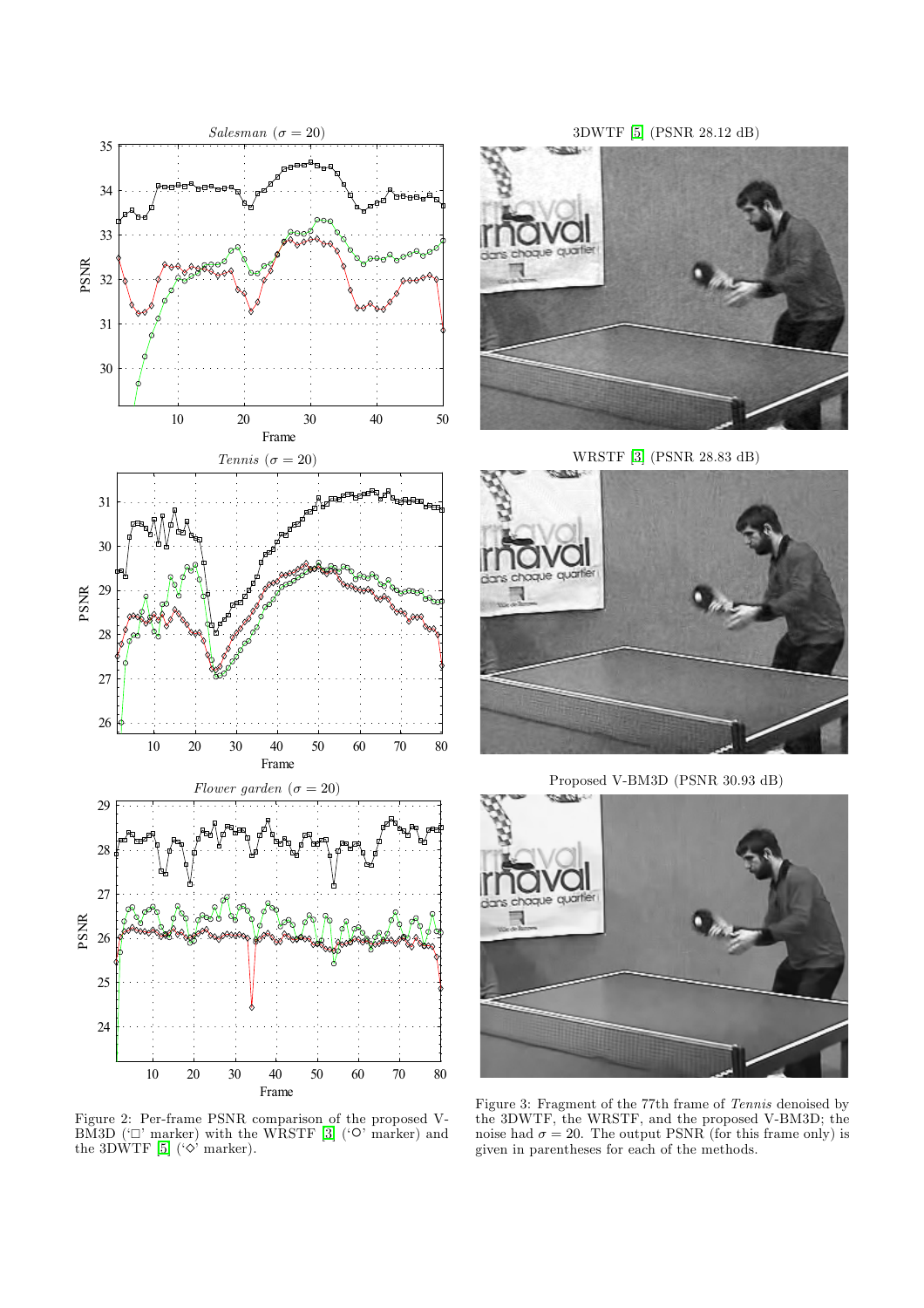*Salesman* ($\sigma = 20$)

35
34
33
32
31
30

PSNR

10 20 30 40 50

Frame

*Tennis* ($\sigma = 20$)

31
30
29
28
27
26

PSNR

10 20 30 40 50 60 70 80

Frame

*Flower garden* ($\sigma = 20$)

29
28
27
26
25
24

PSNR

10 20 30 40 50 60 70 80

Frame

Figure 2: Per-frame PSNR comparison of the proposed V-BM3D ('□' marker) with the WRSTF [3] ('○' marker) and the 3DWTF [5] ('◇' marker).

3DWTF [5] (PSNR 28.12 dB)

WRSTF [3] (PSNR 28.83 dB)

Proposed V-BM3D (PSNR 30.93 dB)

Figure 3: Fragment of the 77th frame of *Tennis* denoised by the 3DWTF, the WRSTF, and the proposed V-BM3D; the noise had $\sigma = 20$. The output PSNR (for this frame only) is given in parentheses for each of the methods.